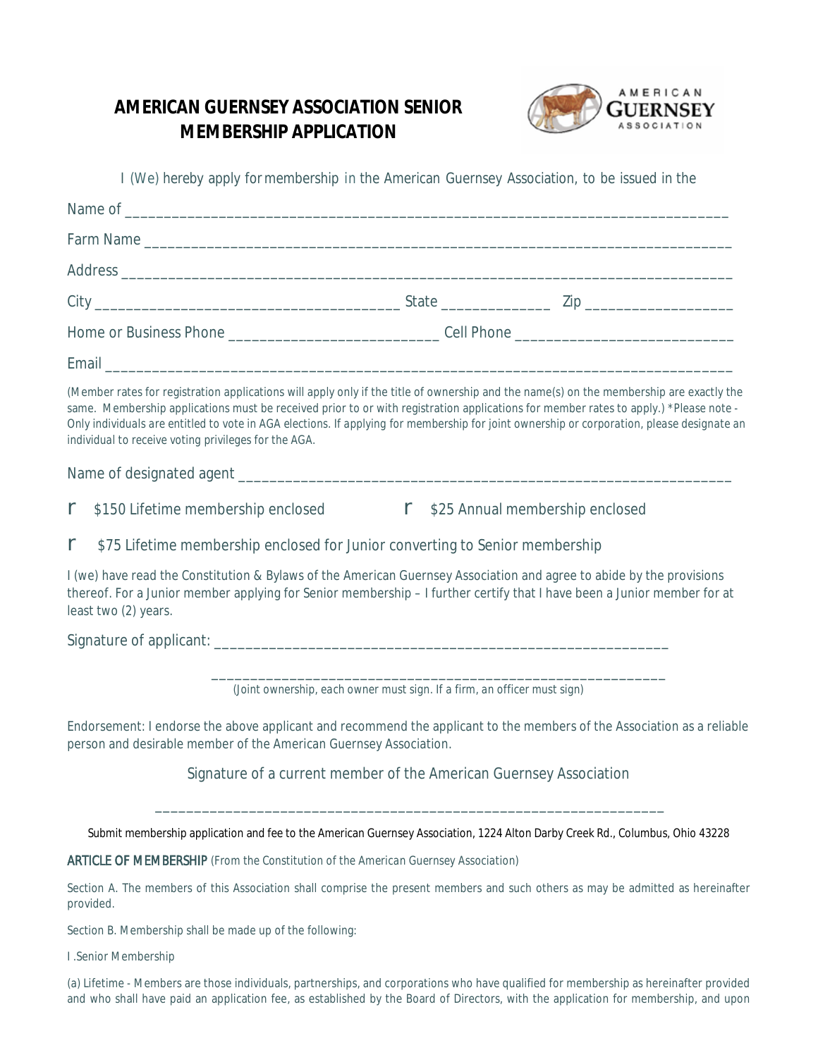# AMERICAN GUERNSEY ASSOCIATION SENIOR MEMBERSHIP APPLICATION

I (We) hereby apply for membership in the American Guernsey Association, to be issued in the

Name of ___________________________________________________________________________

Farm Name _________________________________________________________________________

Address ___________________________________________________________________________

City ______________________________________ State _____________ Zip __________________

Home or Business Phone __________________________ Cell Phone ___________________________

Email _____________________________________________________________________________

*(Member rates for registration applications will apply only if the title of ownership and the name(s) on the membership are exactly the same. Membership applications must be received prior to or with registration applications for member rates to apply.) *Please note - Only individuals are entitled to vote in AGA elections. If applying for membership for joint ownership or corporation, please designate an individual to receive voting privileges for the AGA.*

Name of designated agent ___________________________________________________________

☐ $150 Lifetime membership enclosed ☐ $25 Annual membership enclosed

☐ $75 Lifetime membership enclosed for Junior converting to Senior membership

I (we) have read the Constitution & Bylaws of the American Guernsey Association and agree to abide by the provisions thereof. For a Junior member applying for Senior membership – I further certify that I have been a Junior member for at least two (2) years.

Signature of applicant: _____________________________________________________

_____________________________________________________

*(Joint ownership, each owner must sign. If a firm, an officer must sign)*

Endorsement: I endorse the above applicant and recommend the applicant to the members of the Association as a reliable person and desirable member of the American Guernsey Association.

Signature of a current member of the American Guernsey Association

_____________________________________________________

Submit membership application and fee to the American Guernsey Association, 1224 Alton Darby Creek Rd., Columbus, Ohio 43228

**ARTICLE OF MEMBERSHIP** *(From the Constitution of the American Guernsey Association)*

Section A. The members of this Association shall comprise the present members and such others as may be admitted as hereinafter provided.

Section B. Membership shall be made up of the following:

I .Senior Membership

(a) Lifetime - Members are those individuals, partnerships, and corporations who have qualified for membership as hereinafter provided and who shall have paid an application fee, as established by the Board of Directors, with the application for membership, and upon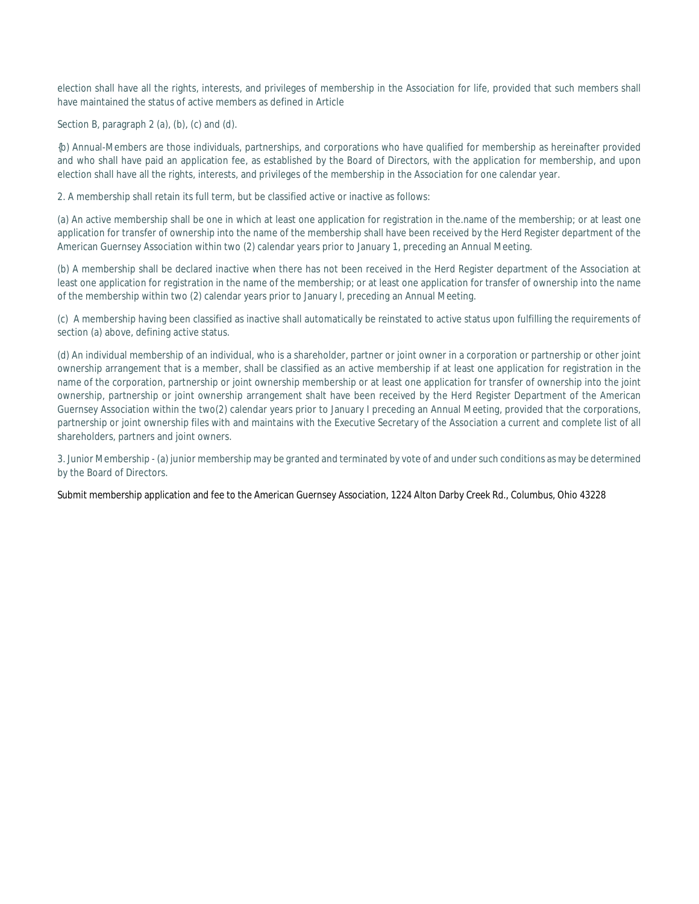election shall have all the rights, interests, and privileges of membership in the Association for life, provided that such members shall have maintained the status of active members as defined in Article

Section B, paragraph 2 (a), (b), (c) and (d).

{b) Annual-Members are those individuals, partnerships, and corporations who have qualified for membership as hereinafter provided and who shall have paid an application fee, as established by the Board of Directors, with the application for membership, and upon election shall have all the rights, interests, and privileges of the membership in the Association for one calendar year.

2. A membership shall retain its full term, but be classified active or inactive as follows:

(a) An active membership shall be one in which at least one application for registration in the.name of the membership; or at least one application for transfer of ownership into the name of the membership shall have been received by the Herd Register department of the American Guernsey Association within two (2) calendar years prior to January 1, preceding an Annual Meeting.

(b) A membership shall be declared inactive when there has not been received in the Herd Register department of the Association at least one application for registration in the name of the membership; or at least one application for transfer of ownership into the name of the membership within two (2) calendar years prior to January l, preceding an Annual Meeting.

(c) A membership having been classified as inactive shall automatically be reinstated to active status upon fulfilling the requirements of section (a) above, defining active status.

(d) An individual membership of an individual, who is a shareholder, partner or joint owner in a corporation or partnership or other joint ownership arrangement that is a member, shall be classified as an active membership if at least one application for registration in the name of the corporation, partnership or joint ownership membership or at least one application for transfer of ownership into the joint ownership, partnership or joint ownership arrangement shalt have been received by the Herd Register Department of the American Guernsey Association within the two(2) calendar years prior to January I preceding an Annual Meeting, provided that the corporations, partnership or joint ownership files with and maintains with the Executive Secretary of the Association a current and complete list of all shareholders, partners and joint owners.

3. Junior Membership - (a) junior membership may be granted and terminated by vote of and under such conditions as may be determined by the Board of Directors.

Submit membership application and fee to the American Guernsey Association, 1224 Alton Darby Creek Rd., Columbus, Ohio 43228